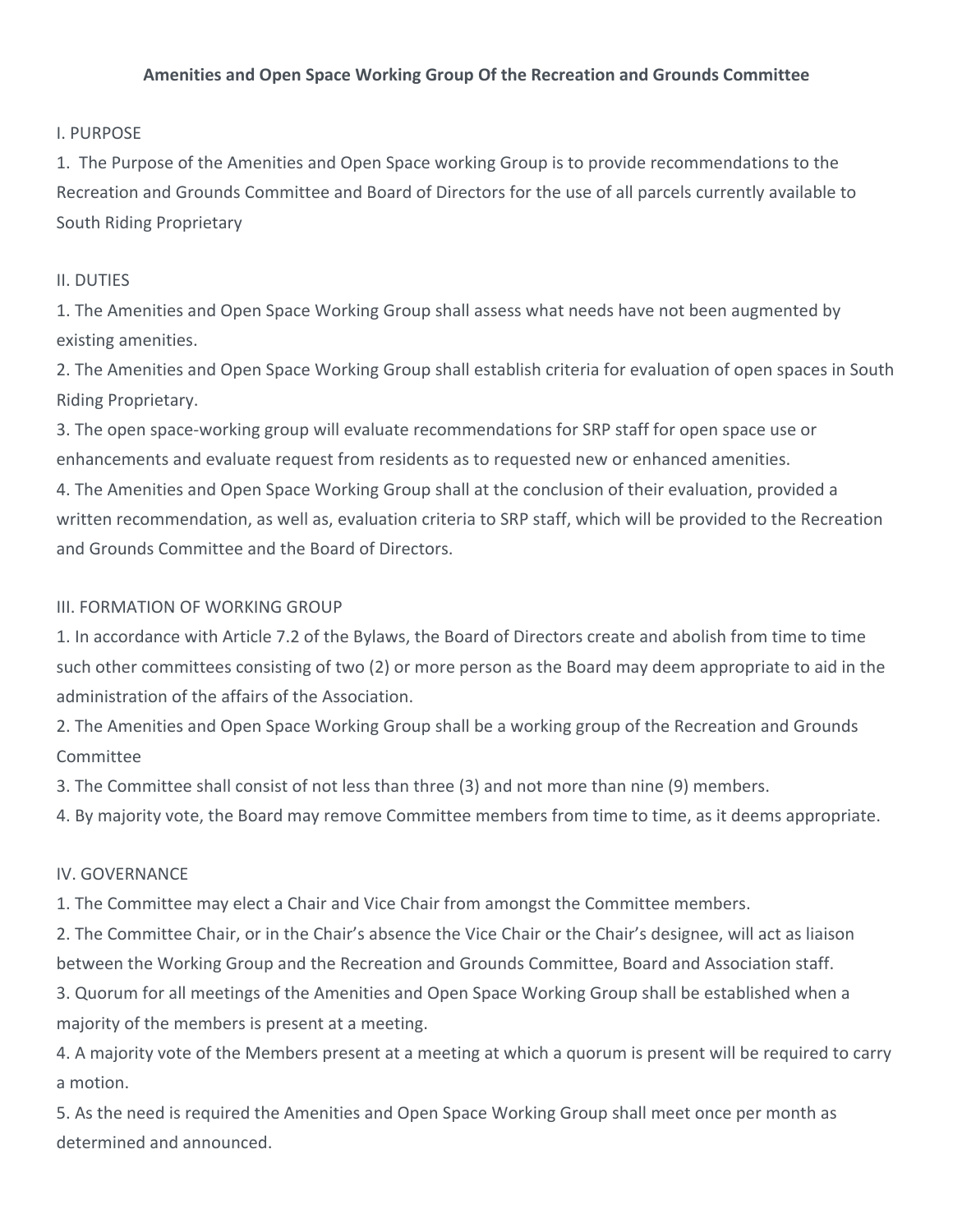# Amenities and Open Space Working Group Of the Recreation and Grounds Committee

## I. PURPOSE

1. The Purpose of the Amenities and Open Space working Group is to provide recommendations to the Recreation and Grounds Committee and Board of Directors for the use of all parcels currently available to South Riding Proprietary

## II. DUTIES

1. The Amenities and Open Space Working Group shall assess what needs have not been augmented by existing amenities.
2. The Amenities and Open Space Working Group shall establish criteria for evaluation of open spaces in South Riding Proprietary.
3. The open space-working group will evaluate recommendations for SRP staff for open space use or enhancements and evaluate request from residents as to requested new or enhanced amenities.
4. The Amenities and Open Space Working Group shall at the conclusion of their evaluation, provided a written recommendation, as well as, evaluation criteria to SRP staff, which will be provided to the Recreation and Grounds Committee and the Board of Directors.

## III. FORMATION OF WORKING GROUP

1. In accordance with Article 7.2 of the Bylaws, the Board of Directors create and abolish from time to time such other committees consisting of two (2) or more person as the Board may deem appropriate to aid in the administration of the affairs of the Association.
2. The Amenities and Open Space Working Group shall be a working group of the Recreation and Grounds Committee
3. The Committee shall consist of not less than three (3) and not more than nine (9) members.
4. By majority vote, the Board may remove Committee members from time to time, as it deems appropriate.

## IV. GOVERNANCE

1. The Committee may elect a Chair and Vice Chair from amongst the Committee members.
2. The Committee Chair, or in the Chair's absence the Vice Chair or the Chair's designee, will act as liaison between the Working Group and the Recreation and Grounds Committee, Board and Association staff.
3. Quorum for all meetings of the Amenities and Open Space Working Group shall be established when a majority of the members is present at a meeting.
4. A majority vote of the Members present at a meeting at which a quorum is present will be required to carry a motion.
5. As the need is required the Amenities and Open Space Working Group shall meet once per month as determined and announced.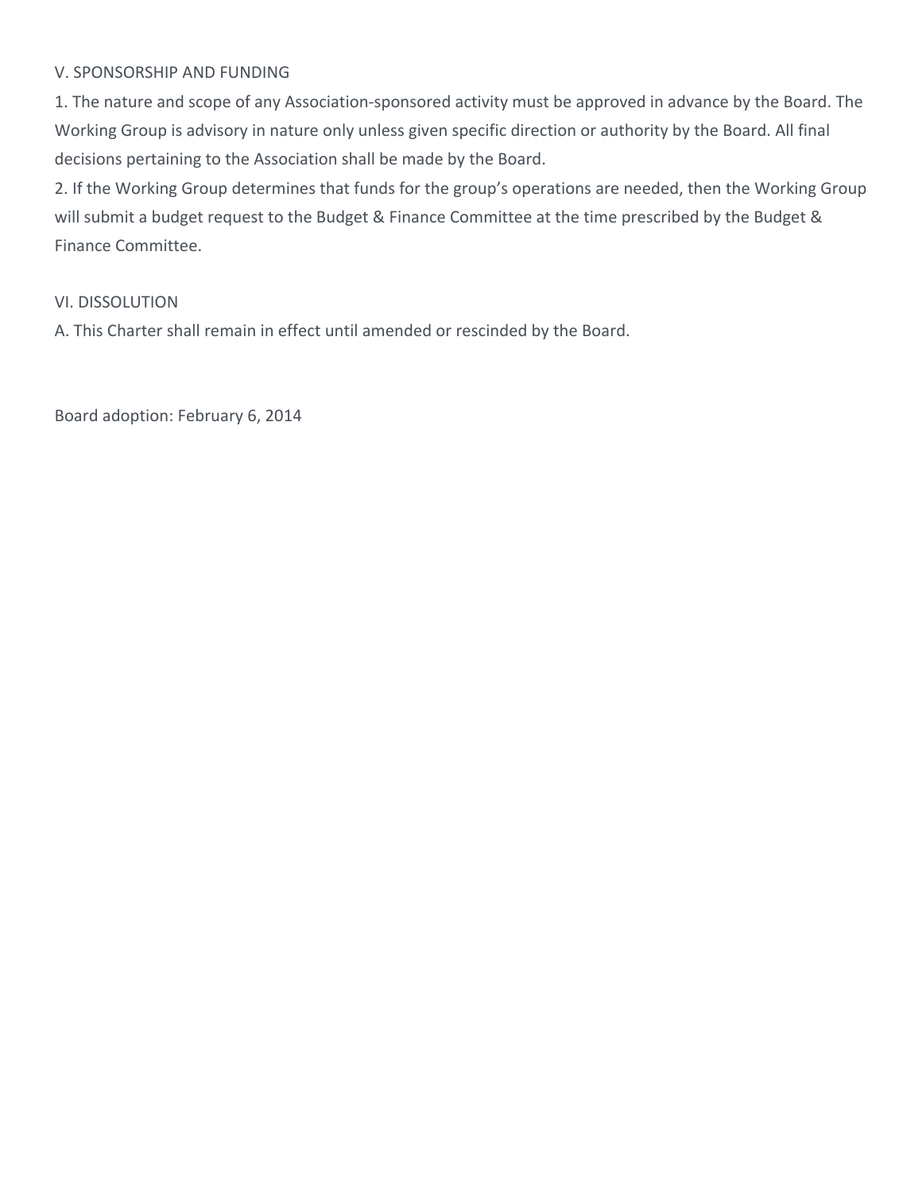## V. SPONSORSHIP AND FUNDING

1. The nature and scope of any Association-sponsored activity must be approved in advance by the Board. The Working Group is advisory in nature only unless given specific direction or authority by the Board. All final decisions pertaining to the Association shall be made by the Board.
2. If the Working Group determines that funds for the group's operations are needed, then the Working Group will submit a budget request to the Budget & Finance Committee at the time prescribed by the Budget & Finance Committee.

## VI. DISSOLUTION

A. This Charter shall remain in effect until amended or rescinded by the Board.

Board adoption: February 6, 2014